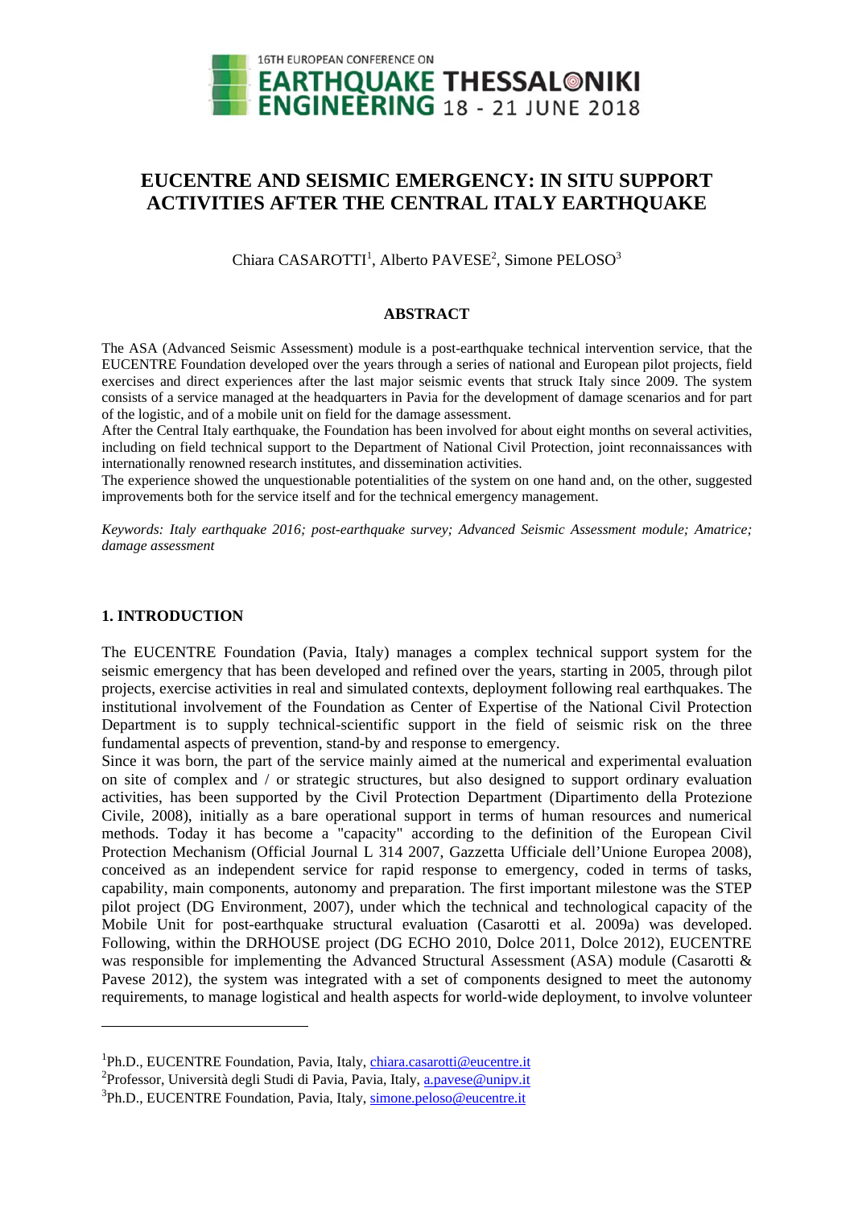# EUCENTRE AND SEISMIC EMERGENCY: IN SITU SUPPORT ACTIVITIES AFTER THE CENTRAL ITALY EARTHQUAKE

Chiara CASAROTTI[1], Alberto PAVESE[2], Simone PELOSO[3]

## ABSTRACT

The ASA (Advanced Seismic Assessment) module is a post-earthquake technical intervention service, that the EUCENTRE Foundation developed over the years through a series of national and European pilot projects, field exercises and direct experiences after the last major seismic events that struck Italy since 2009. The system consists of a service managed at the headquarters in Pavia for the development of damage scenarios and for part of the logistic, and of a mobile unit on field for the damage assessment.

After the Central Italy earthquake, the Foundation has been involved for about eight months on several activities, including on field technical support to the Department of National Civil Protection, joint reconnaissances with internationally renowned research institutes, and dissemination activities.

The experience showed the unquestionable potentialities of the system on one hand and, on the other, suggested improvements both for the service itself and for the technical emergency management.

*Keywords: Italy earthquake 2016; post-earthquake survey; Advanced Seismic Assessment module; Amatrice; damage assessment*

## 1. INTRODUCTION

The EUCENTRE Foundation (Pavia, Italy) manages a complex technical support system for the seismic emergency that has been developed and refined over the years, starting in 2005, through pilot projects, exercise activities in real and simulated contexts, deployment following real earthquakes. The institutional involvement of the Foundation as Center of Expertise of the National Civil Protection Department is to supply technical-scientific support in the field of seismic risk on the three fundamental aspects of prevention, stand-by and response to emergency.

Since it was born, the part of the service mainly aimed at the numerical and experimental evaluation on site of complex and / or strategic structures, but also designed to support ordinary evaluation activities, has been supported by the Civil Protection Department (Dipartimento della Protezione Civile, 2008), initially as a bare operational support in terms of human resources and numerical methods. Today it has become a "capacity" according to the definition of the European Civil Protection Mechanism (Official Journal L 314 2007, Gazzetta Ufficiale dell'Unione Europea 2008), conceived as an independent service for rapid response to emergency, coded in terms of tasks, capability, main components, autonomy and preparation. The first important milestone was the STEP pilot project (DG Environment, 2007), under which the technical and technological capacity of the Mobile Unit for post-earthquake structural evaluation (Casarotti et al. 2009a) was developed. Following, within the DRHOUSE project (DG ECHO 2010, Dolce 2011, Dolce 2012), EUCENTRE was responsible for implementing the Advanced Structural Assessment (ASA) module (Casarotti & Pavese 2012), the system was integrated with a set of components designed to meet the autonomy requirements, to manage logistical and health aspects for world-wide deployment, to involve volunteer

[1]Ph.D., EUCENTRE Foundation, Pavia, Italy, chiara.casarotti@eucentre.it
[2]Professor, Università degli Studi di Pavia, Pavia, Italy, a.pavese@unipv.it
[3]Ph.D., EUCENTRE Foundation, Pavia, Italy, simone.peloso@eucentre.it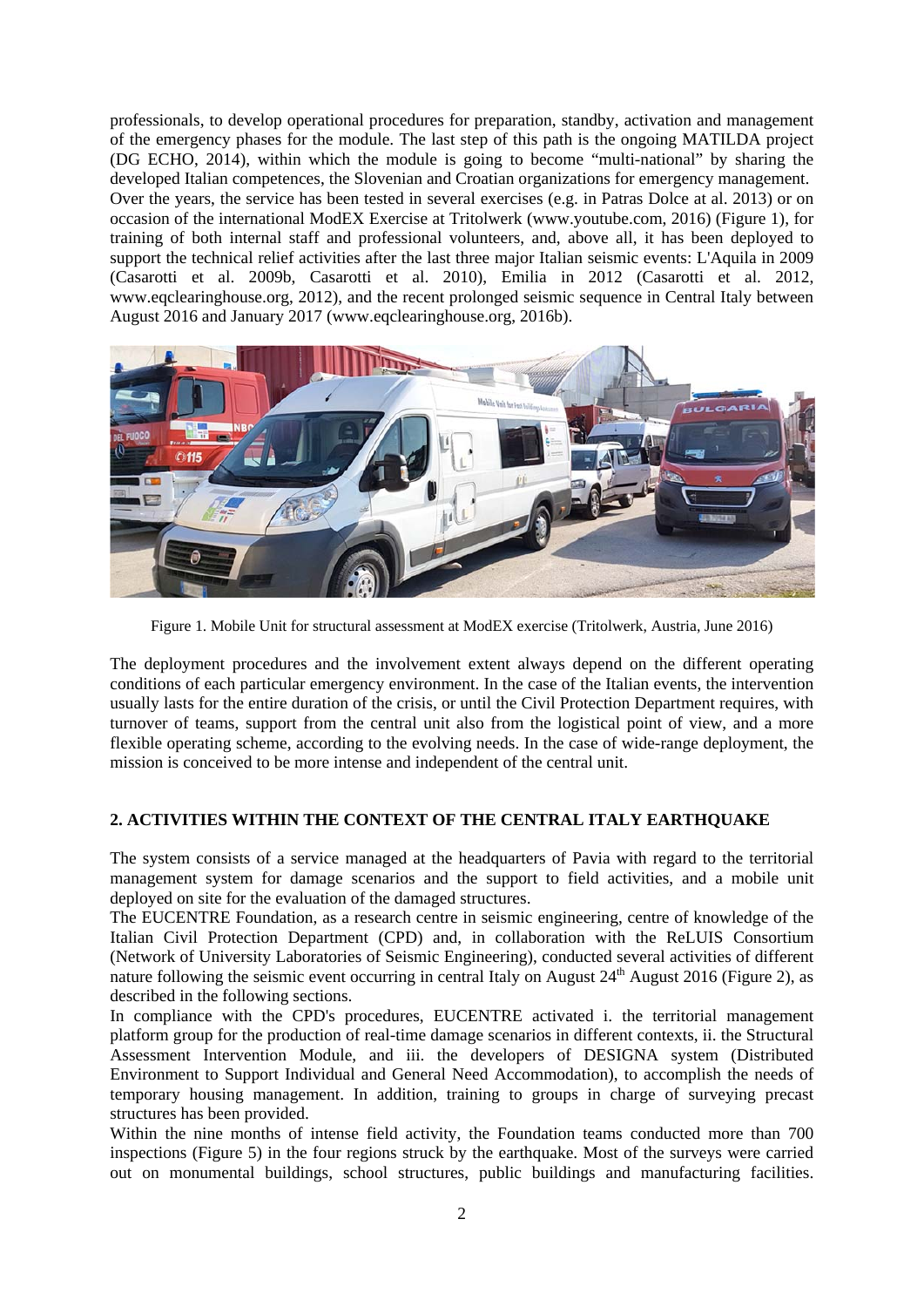professionals, to develop operational procedures for preparation, standby, activation and management of the emergency phases for the module. The last step of this path is the ongoing MATILDA project (DG ECHO, 2014), within which the module is going to become "multi-national" by sharing the developed Italian competences, the Slovenian and Croatian organizations for emergency management.
Over the years, the service has been tested in several exercises (e.g. in Patras Dolce at al. 2013) or on occasion of the international ModEX Exercise at Tritolwerk (www.youtube.com, 2016) (Figure 1), for training of both internal staff and professional volunteers, and, above all, it has been deployed to support the technical relief activities after the last three major Italian seismic events: L'Aquila in 2009 (Casarotti et al. 2009b, Casarotti et al. 2010), Emilia in 2012 (Casarotti et al. 2012, www.eqclearinghouse.org, 2012), and the recent prolonged seismic sequence in Central Italy between August 2016 and January 2017 (www.eqclearinghouse.org, 2016b).

Figure 1. Mobile Unit for structural assessment at ModEX exercise (Tritolwerk, Austria, June 2016)

The deployment procedures and the involvement extent always depend on the different operating conditions of each particular emergency environment. In the case of the Italian events, the intervention usually lasts for the entire duration of the crisis, or until the Civil Protection Department requires, with turnover of teams, support from the central unit also from the logistical point of view, and a more flexible operating scheme, according to the evolving needs. In the case of wide-range deployment, the mission is conceived to be more intense and independent of the central unit.

## 2. ACTIVITIES WITHIN THE CONTEXT OF THE CENTRAL ITALY EARTHQUAKE

The system consists of a service managed at the headquarters of Pavia with regard to the territorial management system for damage scenarios and the support to field activities, and a mobile unit deployed on site for the evaluation of the damaged structures.
The EUCENTRE Foundation, as a research centre in seismic engineering, centre of knowledge of the Italian Civil Protection Department (CPD) and, in collaboration with the ReLUIS Consortium (Network of University Laboratories of Seismic Engineering), conducted several activities of different nature following the seismic event occurring in central Italy on August 24th August 2016 (Figure 2), as described in the following sections.
In compliance with the CPD's procedures, EUCENTRE activated i. the territorial management platform group for the production of real-time damage scenarios in different contexts, ii. the Structural Assessment Intervention Module, and iii. the developers of DESIGNA system (Distributed Environment to Support Individual and General Need Accommodation), to accomplish the needs of temporary housing management. In addition, training to groups in charge of surveying precast structures has been provided.
Within the nine months of intense field activity, the Foundation teams conducted more than 700 inspections (Figure 5) in the four regions struck by the earthquake. Most of the surveys were carried out on monumental buildings, school structures, public buildings and manufacturing facilities.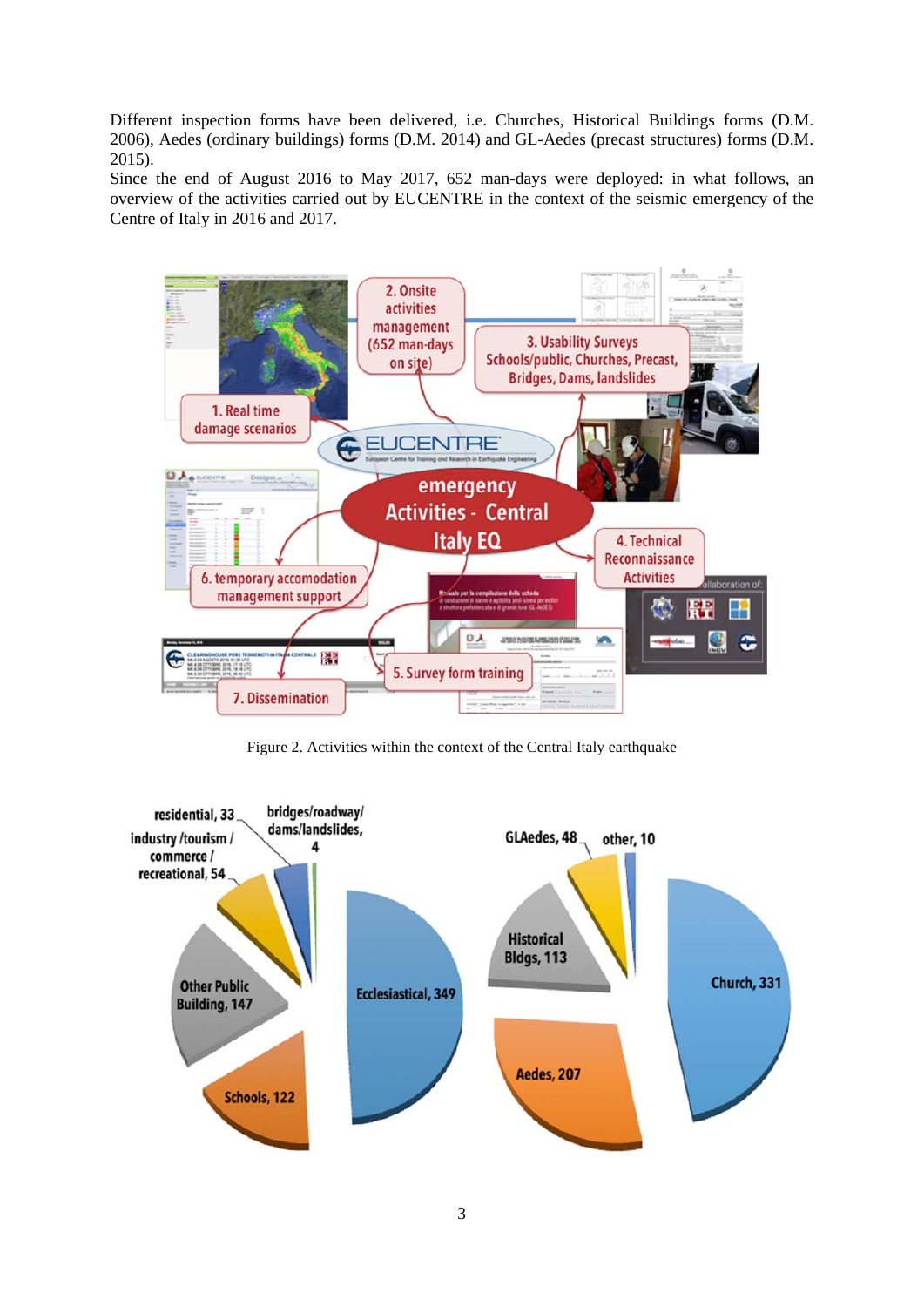Different inspection forms have been delivered, i.e. Churches, Historical Buildings forms (D.M. 2006), Aedes (ordinary buildings) forms (D.M. 2014) and GL-Aedes (precast structures) forms (D.M. 2015).

Since the end of August 2016 to May 2017, 652 man-days were deployed: in what follows, an overview of the activities carried out by EUCENTRE in the context of the seismic emergency of the Centre of Italy in 2016 and 2017.

Figure 2. Activities within the context of the Central Italy earthquake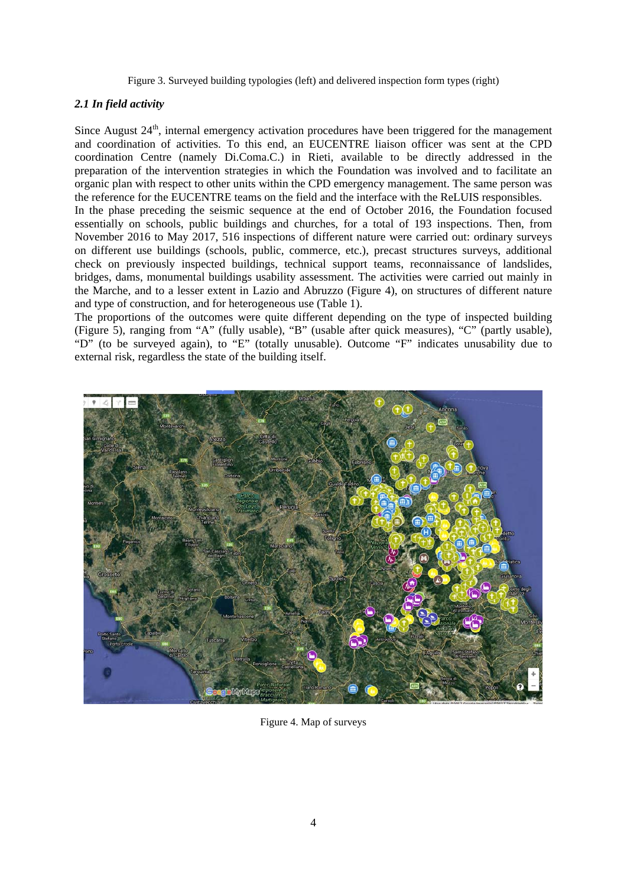Figure 3. Surveyed building typologies (left) and delivered inspection form types (right)

### *2.1 In field activity*

Since August 24th, internal emergency activation procedures have been triggered for the management and coordination of activities. To this end, an EUCENTRE liaison officer was sent at the CPD coordination Centre (namely Di.Coma.C.) in Rieti, available to be directly addressed in the preparation of the intervention strategies in which the Foundation was involved and to facilitate an organic plan with respect to other units within the CPD emergency management. The same person was the reference for the EUCENTRE teams on the field and the interface with the ReLUIS responsibles.

In the phase preceding the seismic sequence at the end of October 2016, the Foundation focused essentially on schools, public buildings and churches, for a total of 193 inspections. Then, from November 2016 to May 2017, 516 inspections of different nature were carried out: ordinary surveys on different use buildings (schools, public, commerce, etc.), precast structures surveys, additional check on previously inspected buildings, technical support teams, reconnaissance of landslides, bridges, dams, monumental buildings usability assessment. The activities were carried out mainly in the Marche, and to a lesser extent in Lazio and Abruzzo (Figure 4), on structures of different nature and type of construction, and for heterogeneous use (Table 1).

The proportions of the outcomes were quite different depending on the type of inspected building (Figure 5), ranging from "A" (fully usable), "B" (usable after quick measures), "C" (partly usable), "D" (to be surveyed again), to "E" (totally unusable). Outcome "F" indicates unusability due to external risk, regardless the state of the building itself.

Figure 4. Map of surveys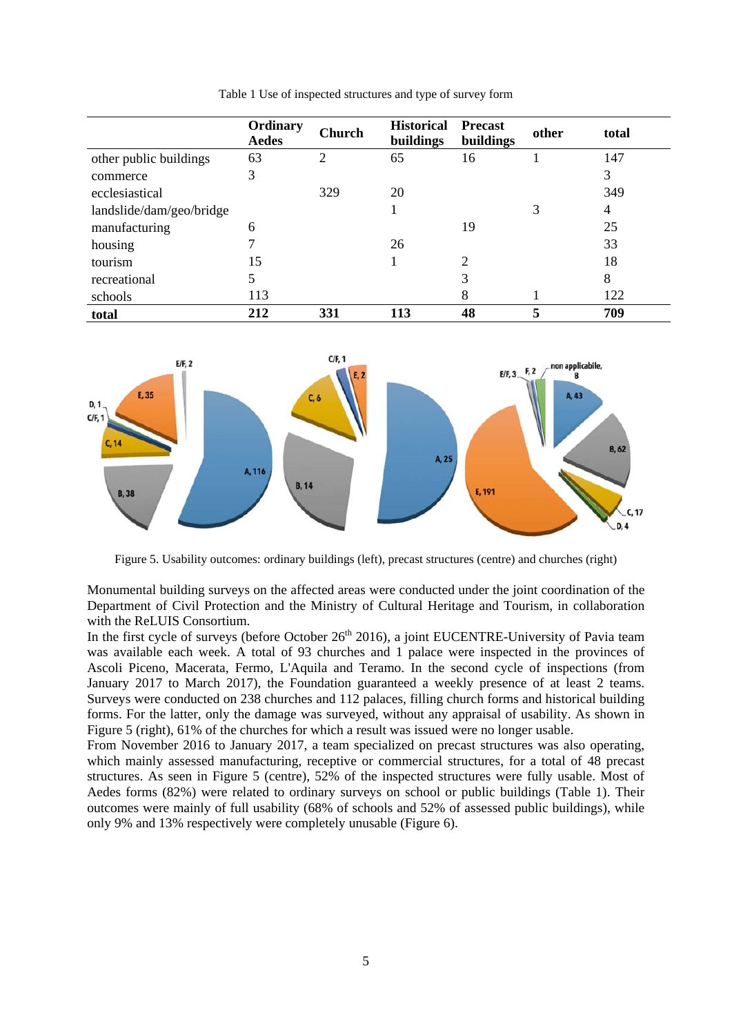Table 1 Use of inspected structures and type of survey form

| | Ordinary Aedes | Church | Historical buildings | Precast buildings | other | total |
|---|---|---|---|---|---|---|
| other public buildings | 63 | 2 | 65 | 16 | 1 | 147 |
| commerce | 3 | | | | | 3 |
| ecclesiastical | | 329 | 20 | | | 349 |
| landslide/dam/geo/bridge | | | 1 | | 3 | 4 |
| manufacturing | 6 | | | 19 | | 25 |
| housing | 7 | | 26 | | | 33 |
| tourism | 15 | | 1 | 2 | | 18 |
| recreational | 5 | | | 3 | | 8 |
| schools | 113 | | | 8 | 1 | 122 |
| **total** | **212** | **331** | **113** | **48** | **5** | **709** |

Figure 5. Usability outcomes: ordinary buildings (left), precast structures (centre) and churches (right)

Monumental building surveys on the affected areas were conducted under the joint coordination of the Department of Civil Protection and the Ministry of Cultural Heritage and Tourism, in collaboration with the ReLUIS Consortium.

In the first cycle of surveys (before October 26th 2016), a joint EUCENTRE-University of Pavia team was available each week. A total of 93 churches and 1 palace were inspected in the provinces of Ascoli Piceno, Macerata, Fermo, L'Aquila and Teramo. In the second cycle of inspections (from January 2017 to March 2017), the Foundation guaranteed a weekly presence of at least 2 teams. Surveys were conducted on 238 churches and 112 palaces, filling church forms and historical building forms. For the latter, only the damage was surveyed, without any appraisal of usability. As shown in Figure 5 (right), 61% of the churches for which a result was issued were no longer usable.

From November 2016 to January 2017, a team specialized on precast structures was also operating, which mainly assessed manufacturing, receptive or commercial structures, for a total of 48 precast structures. As seen in Figure 5 (centre), 52% of the inspected structures were fully usable. Most of Aedes forms (82%) were related to ordinary surveys on school or public buildings (Table 1). Their outcomes were mainly of full usability (68% of schools and 52% of assessed public buildings), while only 9% and 13% respectively were completely unusable (Figure 6).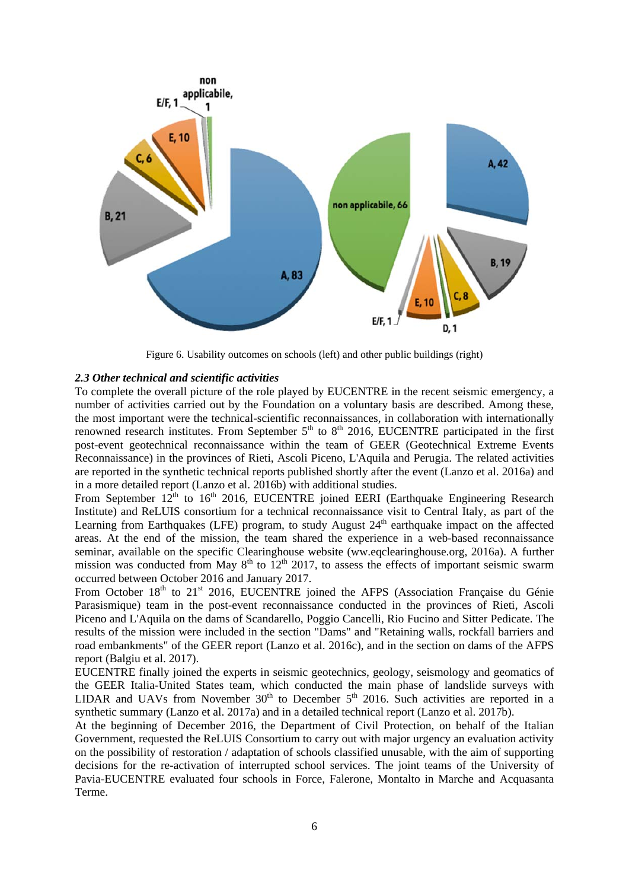Figure 6. Usability outcomes on schools (left) and other public buildings (right)

### *2.3 Other technical and scientific activities*

To complete the overall picture of the role played by EUCENTRE in the recent seismic emergency, a number of activities carried out by the Foundation on a voluntary basis are described. Among these, the most important were the technical-scientific reconnaissances, in collaboration with internationally renowned research institutes. From September 5th to 8th 2016, EUCENTRE participated in the first post-event geotechnical reconnaissance within the team of GEER (Geotechnical Extreme Events Reconnaissance) in the provinces of Rieti, Ascoli Piceno, L'Aquila and Perugia. The related activities are reported in the synthetic technical reports published shortly after the event (Lanzo et al. 2016a) and in a more detailed report (Lanzo et al. 2016b) with additional studies.

From September 12th to 16th 2016, EUCENTRE joined EERI (Earthquake Engineering Research Institute) and ReLUIS consortium for a technical reconnaissance visit to Central Italy, as part of the Learning from Earthquakes (LFE) program, to study August 24th earthquake impact on the affected areas. At the end of the mission, the team shared the experience in a web-based reconnaissance seminar, available on the specific Clearinghouse website (ww.eqclearinghouse.org, 2016a). A further mission was conducted from May 8th to 12th 2017, to assess the effects of important seismic swarm occurred between October 2016 and January 2017.

From October 18th to 21st 2016, EUCENTRE joined the AFPS (Association Française du Génie Parasismique) team in the post-event reconnaissance conducted in the provinces of Rieti, Ascoli Piceno and L'Aquila on the dams of Scandarello, Poggio Cancelli, Rio Fucino and Sitter Pedicate. The results of the mission were included in the section "Dams" and "Retaining walls, rockfall barriers and road embankments" of the GEER report (Lanzo et al. 2016c), and in the section on dams of the AFPS report (Balgiu et al. 2017).

EUCENTRE finally joined the experts in seismic geotechnics, geology, seismology and geomatics of the GEER Italia-United States team, which conducted the main phase of landslide surveys with LIDAR and UAVs from November 30th to December 5th 2016. Such activities are reported in a synthetic summary (Lanzo et al. 2017a) and in a detailed technical report (Lanzo et al. 2017b).

At the beginning of December 2016, the Department of Civil Protection, on behalf of the Italian Government, requested the ReLUIS Consortium to carry out with major urgency an evaluation activity on the possibility of restoration / adaptation of schools classified unusable, with the aim of supporting decisions for the re-activation of interrupted school services. The joint teams of the University of Pavia-EUCENTRE evaluated four schools in Force, Falerone, Montalto in Marche and Acquasanta Terme.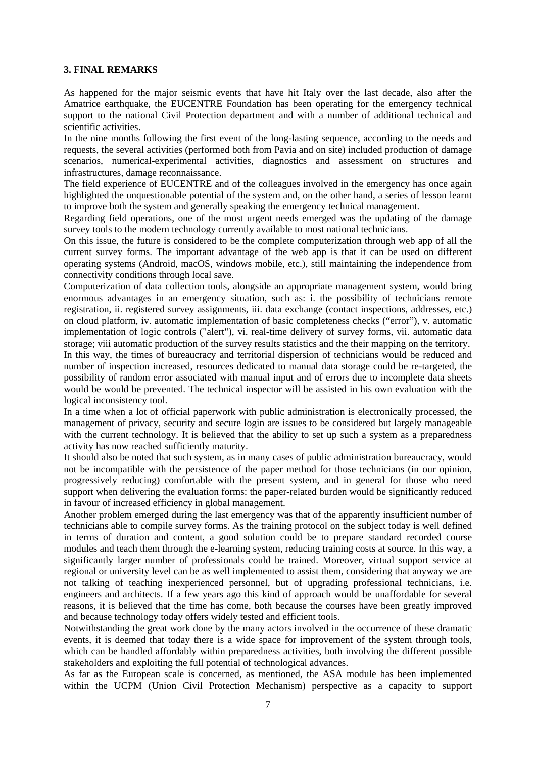**3. FINAL REMARKS**

As happened for the major seismic events that have hit Italy over the last decade, also after the Amatrice earthquake, the EUCENTRE Foundation has been operating for the emergency technical support to the national Civil Protection department and with a number of additional technical and scientific activities.

In the nine months following the first event of the long-lasting sequence, according to the needs and requests, the several activities (performed both from Pavia and on site) included production of damage scenarios, numerical-experimental activities, diagnostics and assessment on structures and infrastructures, damage reconnaissance.

The field experience of EUCENTRE and of the colleagues involved in the emergency has once again highlighted the unquestionable potential of the system and, on the other hand, a series of lesson learnt to improve both the system and generally speaking the emergency technical management.

Regarding field operations, one of the most urgent needs emerged was the updating of the damage survey tools to the modern technology currently available to most national technicians.

On this issue, the future is considered to be the complete computerization through web app of all the current survey forms. The important advantage of the web app is that it can be used on different operating systems (Android, macOS, windows mobile, etc.), still maintaining the independence from connectivity conditions through local save.

Computerization of data collection tools, alongside an appropriate management system, would bring enormous advantages in an emergency situation, such as: i. the possibility of technicians remote registration, ii. registered survey assignments, iii. data exchange (contact inspections, addresses, etc.) on cloud platform, iv. automatic implementation of basic completeness checks ("error"), v. automatic implementation of logic controls ("alert"), vi. real-time delivery of survey forms, vii. automatic data storage; viii automatic production of the survey results statistics and the their mapping on the territory.

In this way, the times of bureaucracy and territorial dispersion of technicians would be reduced and number of inspection increased, resources dedicated to manual data storage could be re-targeted, the possibility of random error associated with manual input and of errors due to incomplete data sheets would be would be prevented. The technical inspector will be assisted in his own evaluation with the logical inconsistency tool.

In a time when a lot of official paperwork with public administration is electronically processed, the management of privacy, security and secure login are issues to be considered but largely manageable with the current technology. It is believed that the ability to set up such a system as a preparedness activity has now reached sufficiently maturity.

It should also be noted that such system, as in many cases of public administration bureaucracy, would not be incompatible with the persistence of the paper method for those technicians (in our opinion, progressively reducing) comfortable with the present system, and in general for those who need support when delivering the evaluation forms: the paper-related burden would be significantly reduced in favour of increased efficiency in global management.

Another problem emerged during the last emergency was that of the apparently insufficient number of technicians able to compile survey forms. As the training protocol on the subject today is well defined in terms of duration and content, a good solution could be to prepare standard recorded course modules and teach them through the e-learning system, reducing training costs at source. In this way, a significantly larger number of professionals could be trained. Moreover, virtual support service at regional or university level can be as well implemented to assist them, considering that anyway we are not talking of teaching inexperienced personnel, but of upgrading professional technicians, i.e. engineers and architects. If a few years ago this kind of approach would be unaffordable for several reasons, it is believed that the time has come, both because the courses have been greatly improved and because technology today offers widely tested and efficient tools.

Notwithstanding the great work done by the many actors involved in the occurrence of these dramatic events, it is deemed that today there is a wide space for improvement of the system through tools, which can be handled affordably within preparedness activities, both involving the different possible stakeholders and exploiting the full potential of technological advances.

As far as the European scale is concerned, as mentioned, the ASA module has been implemented within the UCPM (Union Civil Protection Mechanism) perspective as a capacity to support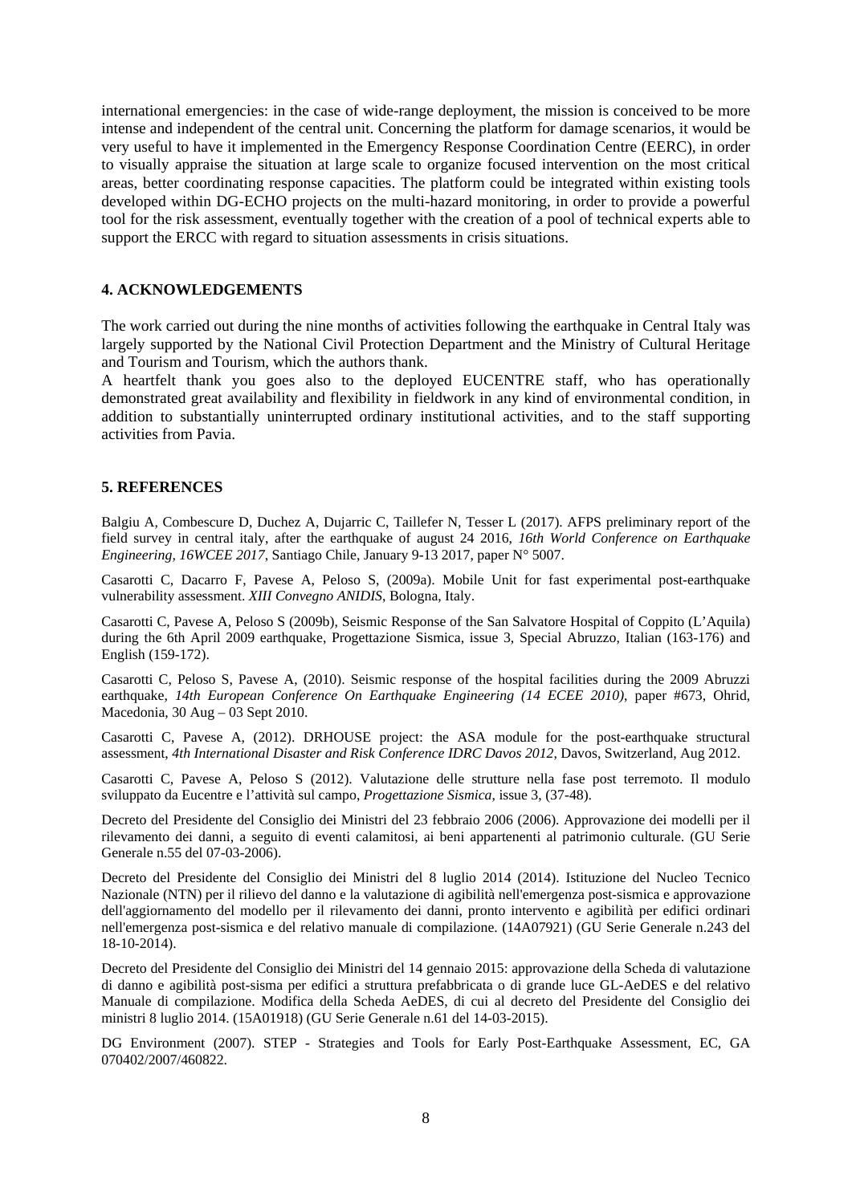international emergencies: in the case of wide-range deployment, the mission is conceived to be more intense and independent of the central unit. Concerning the platform for damage scenarios, it would be very useful to have it implemented in the Emergency Response Coordination Centre (EERC), in order to visually appraise the situation at large scale to organize focused intervention on the most critical areas, better coordinating response capacities. The platform could be integrated within existing tools developed within DG-ECHO projects on the multi-hazard monitoring, in order to provide a powerful tool for the risk assessment, eventually together with the creation of a pool of technical experts able to support the ERCC with regard to situation assessments in crisis situations.

## 4. ACKNOWLEDGEMENTS

The work carried out during the nine months of activities following the earthquake in Central Italy was largely supported by the National Civil Protection Department and the Ministry of Cultural Heritage and Tourism and Tourism, which the authors thank.

A heartfelt thank you goes also to the deployed EUCENTRE staff, who has operationally demonstrated great availability and flexibility in fieldwork in any kind of environmental condition, in addition to substantially uninterrupted ordinary institutional activities, and to the staff supporting activities from Pavia.

## 5. REFERENCES

Balgiu A, Combescure D, Duchez A, Dujarric C, Taillefer N, Tesser L (2017). AFPS preliminary report of the field survey in central italy, after the earthquake of august 24 2016, *16th World Conference on Earthquake Engineering, 16WCEE 2017*, Santiago Chile, January 9-13 2017, paper N° 5007.

Casarotti C, Dacarro F, Pavese A, Peloso S, (2009a). Mobile Unit for fast experimental post-earthquake vulnerability assessment. *XIII Convegno ANIDIS*, Bologna, Italy.

Casarotti C, Pavese A, Peloso S (2009b), Seismic Response of the San Salvatore Hospital of Coppito (L'Aquila) during the 6th April 2009 earthquake, Progettazione Sismica, issue 3, Special Abruzzo, Italian (163-176) and English (159-172).

Casarotti C, Peloso S, Pavese A, (2010). Seismic response of the hospital facilities during the 2009 Abruzzi earthquake, *14th European Conference On Earthquake Engineering (14 ECEE 2010)*, paper #673, Ohrid, Macedonia, 30 Aug – 03 Sept 2010.

Casarotti C, Pavese A, (2012). DRHOUSE project: the ASA module for the post-earthquake structural assessment, *4th International Disaster and Risk Conference IDRC Davos 2012*, Davos, Switzerland, Aug 2012.

Casarotti C, Pavese A, Peloso S (2012). Valutazione delle strutture nella fase post terremoto. Il modulo sviluppato da Eucentre e l'attività sul campo, *Progettazione Sismica*, issue 3, (37-48).

Decreto del Presidente del Consiglio dei Ministri del 23 febbraio 2006 (2006). Approvazione dei modelli per il rilevamento dei danni, a seguito di eventi calamitosi, ai beni appartenenti al patrimonio culturale. (GU Serie Generale n.55 del 07-03-2006).

Decreto del Presidente del Consiglio dei Ministri del 8 luglio 2014 (2014). Istituzione del Nucleo Tecnico Nazionale (NTN) per il rilievo del danno e la valutazione di agibilità nell'emergenza post-sismica e approvazione dell'aggiornamento del modello per il rilevamento dei danni, pronto intervento e agibilità per edifici ordinari nell'emergenza post-sismica e del relativo manuale di compilazione. (14A07921) (GU Serie Generale n.243 del 18-10-2014).

Decreto del Presidente del Consiglio dei Ministri del 14 gennaio 2015: approvazione della Scheda di valutazione di danno e agibilità post-sisma per edifici a struttura prefabbricata o di grande luce GL-AeDES e del relativo Manuale di compilazione. Modifica della Scheda AeDES, di cui al decreto del Presidente del Consiglio dei ministri 8 luglio 2014. (15A01918) (GU Serie Generale n.61 del 14-03-2015).

DG Environment (2007). STEP - Strategies and Tools for Early Post-Earthquake Assessment, EC, GA 070402/2007/460822.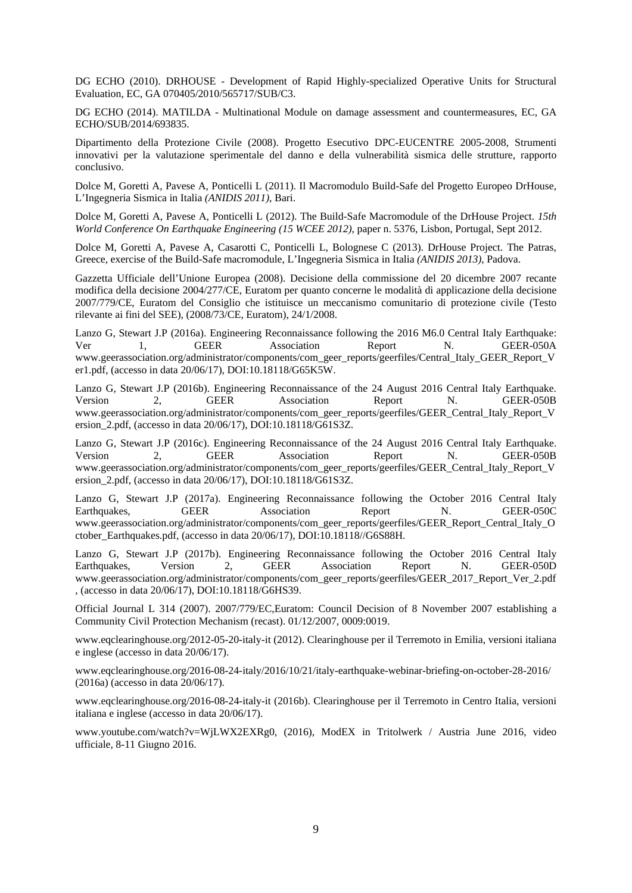DG ECHO (2010). DRHOUSE - Development of Rapid Highly-specialized Operative Units for Structural Evaluation, EC, GA 070405/2010/565717/SUB/C3.

DG ECHO (2014). MATILDA - Multinational Module on damage assessment and countermeasures, EC, GA ECHO/SUB/2014/693835.

Dipartimento della Protezione Civile (2008). Progetto Esecutivo DPC-EUCENTRE 2005-2008, Strumenti innovativi per la valutazione sperimentale del danno e della vulnerabilità sismica delle strutture, rapporto conclusivo.

Dolce M, Goretti A, Pavese A, Ponticelli L (2011). Il Macromodulo Build-Safe del Progetto Europeo DrHouse, L'Ingegneria Sismica in Italia *(ANIDIS 2011)*, Bari.

Dolce M, Goretti A, Pavese A, Ponticelli L (2012). The Build-Safe Macromodule of the DrHouse Project. *15th World Conference On Earthquake Engineering (15 WCEE 2012)*, paper n. 5376, Lisbon, Portugal, Sept 2012.

Dolce M, Goretti A, Pavese A, Casarotti C, Ponticelli L, Bolognese C (2013). DrHouse Project. The Patras, Greece, exercise of the Build-Safe macromodule, L'Ingegneria Sismica in Italia *(ANIDIS 2013)*, Padova.

Gazzetta Ufficiale dell'Unione Europea (2008). Decisione della commissione del 20 dicembre 2007 recante modifica della decisione 2004/277/CE, Euratom per quanto concerne le modalità di applicazione della decisione 2007/779/CE, Euratom del Consiglio che istituisce un meccanismo comunitario di protezione civile (Testo rilevante ai fini del SEE), (2008/73/CE, Euratom), 24/1/2008.

Lanzo G, Stewart J.P (2016a). Engineering Reconnaissance following the 2016 M6.0 Central Italy Earthquake: Ver 1, GEER Association Report N. GEER-050A www.geerassociation.org/administrator/components/com_geer_reports/geerfiles/Central_Italy_GEER_Report_Ver1.pdf, (accesso in data 20/06/17), DOI:10.18118/G65K5W.

Lanzo G, Stewart J.P (2016b). Engineering Reconnaissance of the 24 August 2016 Central Italy Earthquake. Version 2, GEER Association Report N. GEER-050B www.geerassociation.org/administrator/components/com_geer_reports/geerfiles/GEER_Central_Italy_Report_Version_2.pdf, (accesso in data 20/06/17), DOI:10.18118/G61S3Z.

Lanzo G, Stewart J.P (2016c). Engineering Reconnaissance of the 24 August 2016 Central Italy Earthquake. Version 2, GEER Association Report N. GEER-050B www.geerassociation.org/administrator/components/com_geer_reports/geerfiles/GEER_Central_Italy_Report_Version_2.pdf, (accesso in data 20/06/17), DOI:10.18118/G61S3Z.

Lanzo G, Stewart J.P (2017a). Engineering Reconnaissance following the October 2016 Central Italy Earthquakes, GEER Association Report N. GEER-050C www.geerassociation.org/administrator/components/com_geer_reports/geerfiles/GEER_Report_Central_Italy_October_Earthquakes.pdf, (accesso in data 20/06/17), DOI:10.18118//G6S88H.

Lanzo G, Stewart J.P (2017b). Engineering Reconnaissance following the October 2016 Central Italy Earthquakes, Version 2, GEER Association Report N. GEER-050D www.geerassociation.org/administrator/components/com_geer_reports/geerfiles/GEER_2017_Report_Ver_2.pdf , (accesso in data 20/06/17), DOI:10.18118/G6HS39.

Official Journal L 314 (2007). 2007/779/EC,Euratom: Council Decision of 8 November 2007 establishing a Community Civil Protection Mechanism (recast). 01/12/2007, 0009:0019.

www.eqclearinghouse.org/2012-05-20-italy-it (2012). Clearinghouse per il Terremoto in Emilia, versioni italiana e inglese (accesso in data 20/06/17).

www.eqclearinghouse.org/2016-08-24-italy/2016/10/21/italy-earthquake-webinar-briefing-on-october-28-2016/ (2016a) (accesso in data 20/06/17).

www.eqclearinghouse.org/2016-08-24-italy-it (2016b). Clearinghouse per il Terremoto in Centro Italia, versioni italiana e inglese (accesso in data 20/06/17).

www.youtube.com/watch?v=WjLWX2EXRg0, (2016), ModEX in Tritolwerk / Austria June 2016, video ufficiale, 8-11 Giugno 2016.